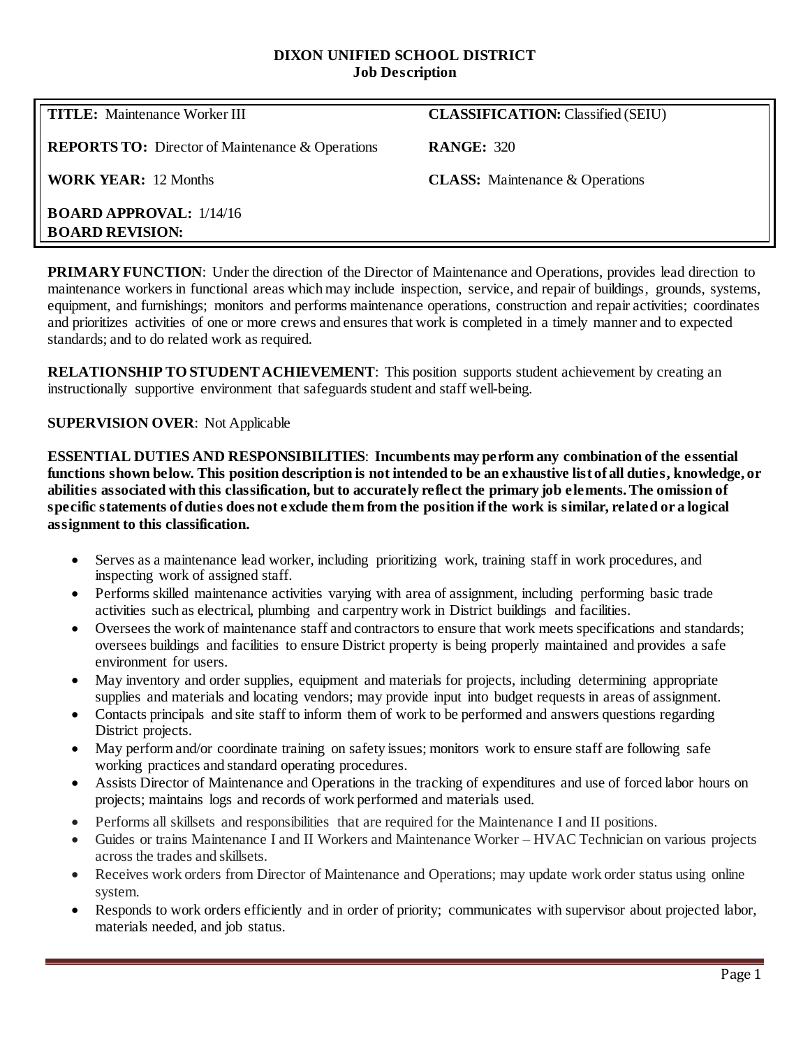# DIXON UNIFIED SCHOOL DISTRICT
## Job Description

| | |
|---|---|
| **TITLE:** Maintenance Worker III | **CLASSIFICATION:** Classified (SEIU) |
| **REPORTS TO:** Director of Maintenance & Operations | **RANGE:** 320 |
| **WORK YEAR:** 12 Months | **CLASS:** Maintenance & Operations |
| **BOARD APPROVAL:** 1/14/16<br>**BOARD REVISION:** | |

**PRIMARY FUNCTION**: Under the direction of the Director of Maintenance and Operations, provides lead direction to maintenance workers in functional areas which may include inspection, service, and repair of buildings, grounds, systems, equipment, and furnishings; monitors and performs maintenance operations, construction and repair activities; coordinates and prioritizes activities of one or more crews and ensures that work is completed in a timely manner and to expected standards; and to do related work as required.

**RELATIONSHIP TO STUDENT ACHIEVEMENT**: This position supports student achievement by creating an instructionally supportive environment that safeguards student and staff well-being.

**SUPERVISION OVER**: Not Applicable

**ESSENTIAL DUTIES AND RESPONSIBILITIES**: **Incumbents may perform any combination of the essential functions shown below. This position description is not intended to be an exhaustive list of all duties, knowledge, or abilities associated with this classification, but to accurately reflect the primary job elements. The omission of specific statements of duties does not exclude them from the position if the work is similar, related or a logical assignment to this classification.**

- Serves as a maintenance lead worker, including prioritizing work, training staff in work procedures, and inspecting work of assigned staff.
- Performs skilled maintenance activities varying with area of assignment, including performing basic trade activities such as electrical, plumbing and carpentry work in District buildings and facilities.
- Oversees the work of maintenance staff and contractors to ensure that work meets specifications and standards; oversees buildings and facilities to ensure District property is being properly maintained and provides a safe environment for users.
- May inventory and order supplies, equipment and materials for projects, including determining appropriate supplies and materials and locating vendors; may provide input into budget requests in areas of assignment.
- Contacts principals and site staff to inform them of work to be performed and answers questions regarding District projects.
- May perform and/or coordinate training on safety issues; monitors work to ensure staff are following safe working practices and standard operating procedures.
- Assists Director of Maintenance and Operations in the tracking of expenditures and use of forced labor hours on projects; maintains logs and records of work performed and materials used.
- Performs all skillsets and responsibilities that are required for the Maintenance I and II positions.
- Guides or trains Maintenance I and II Workers and Maintenance Worker – HVAC Technician on various projects across the trades and skillsets.
- Receives work orders from Director of Maintenance and Operations; may update work order status using online system.
- Responds to work orders efficiently and in order of priority; communicates with supervisor about projected labor, materials needed, and job status.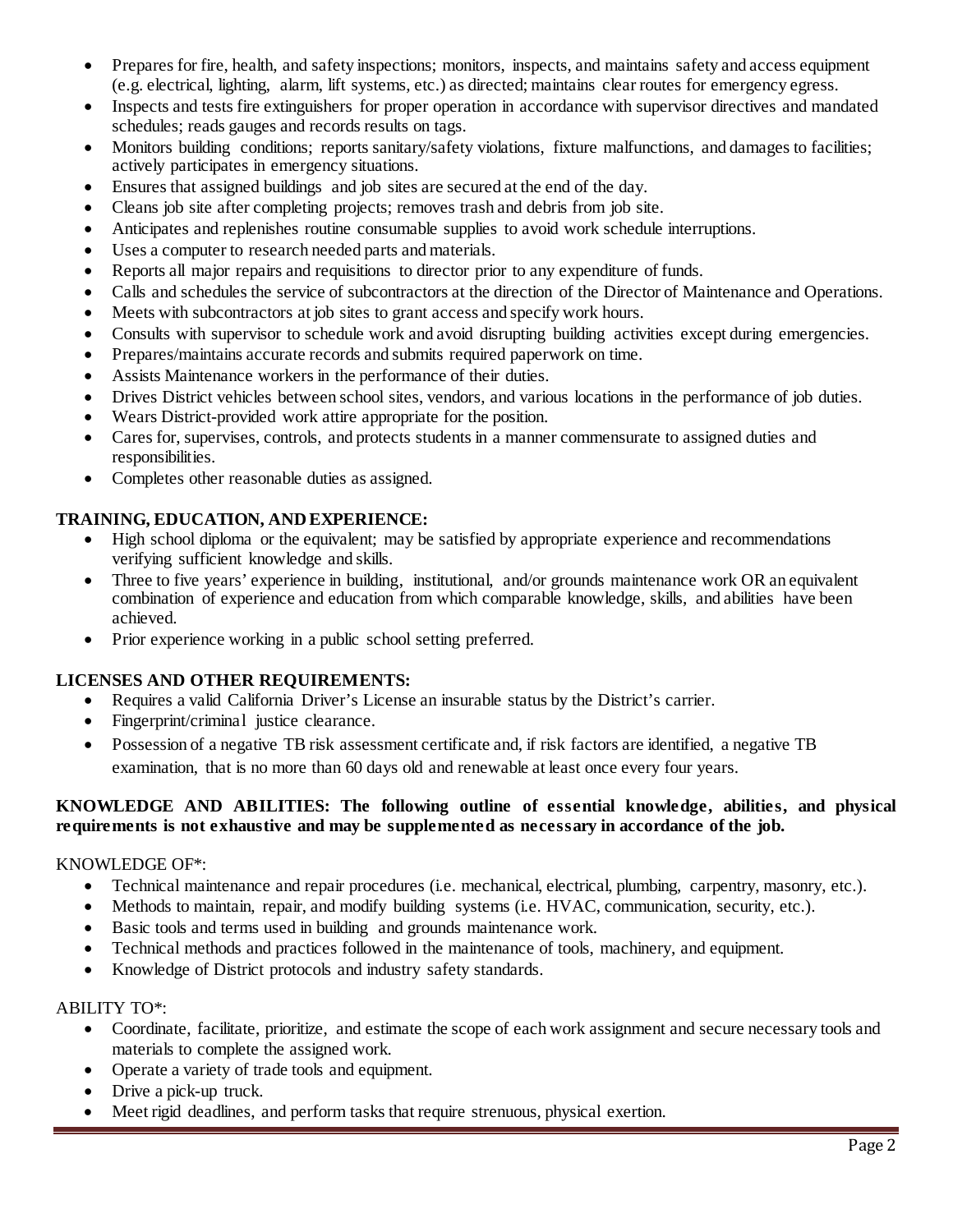- Prepares for fire, health, and safety inspections; monitors, inspects, and maintains safety and access equipment (e.g. electrical, lighting, alarm, lift systems, etc.) as directed; maintains clear routes for emergency egress.
- Inspects and tests fire extinguishers for proper operation in accordance with supervisor directives and mandated schedules; reads gauges and records results on tags.
- Monitors building conditions; reports sanitary/safety violations, fixture malfunctions, and damages to facilities; actively participates in emergency situations.
- Ensures that assigned buildings and job sites are secured at the end of the day.
- Cleans job site after completing projects; removes trash and debris from job site.
- Anticipates and replenishes routine consumable supplies to avoid work schedule interruptions.
- Uses a computer to research needed parts and materials.
- Reports all major repairs and requisitions to director prior to any expenditure of funds.
- Calls and schedules the service of subcontractors at the direction of the Director of Maintenance and Operations.
- Meets with subcontractors at job sites to grant access and specify work hours.
- Consults with supervisor to schedule work and avoid disrupting building activities except during emergencies.
- Prepares/maintains accurate records and submits required paperwork on time.
- Assists Maintenance workers in the performance of their duties.
- Drives District vehicles between school sites, vendors, and various locations in the performance of job duties.
- Wears District-provided work attire appropriate for the position.
- Cares for, supervises, controls, and protects students in a manner commensurate to assigned duties and responsibilities.
- Completes other reasonable duties as assigned.

**TRAINING, EDUCATION, AND EXPERIENCE:**

- High school diploma or the equivalent; may be satisfied by appropriate experience and recommendations verifying sufficient knowledge and skills.
- Three to five years' experience in building, institutional, and/or grounds maintenance work OR an equivalent combination of experience and education from which comparable knowledge, skills, and abilities have been achieved.
- Prior experience working in a public school setting preferred.

**LICENSES AND OTHER REQUIREMENTS:**

- Requires a valid California Driver's License an insurable status by the District's carrier.
- Fingerprint/criminal justice clearance.
- Possession of a negative TB risk assessment certificate and, if risk factors are identified, a negative TB examination, that is no more than 60 days old and renewable at least once every four years.

**KNOWLEDGE AND ABILITIES: The following outline of essential knowledge, abilities, and physical requirements is not exhaustive and may be supplemented as necessary in accordance of the job.**

KNOWLEDGE OF*:

- Technical maintenance and repair procedures (i.e. mechanical, electrical, plumbing, carpentry, masonry, etc.).
- Methods to maintain, repair, and modify building systems (i.e. HVAC, communication, security, etc.).
- Basic tools and terms used in building and grounds maintenance work.
- Technical methods and practices followed in the maintenance of tools, machinery, and equipment.
- Knowledge of District protocols and industry safety standards.

ABILITY TO*:

- Coordinate, facilitate, prioritize, and estimate the scope of each work assignment and secure necessary tools and materials to complete the assigned work.
- Operate a variety of trade tools and equipment.
- Drive a pick-up truck.
- Meet rigid deadlines, and perform tasks that require strenuous, physical exertion.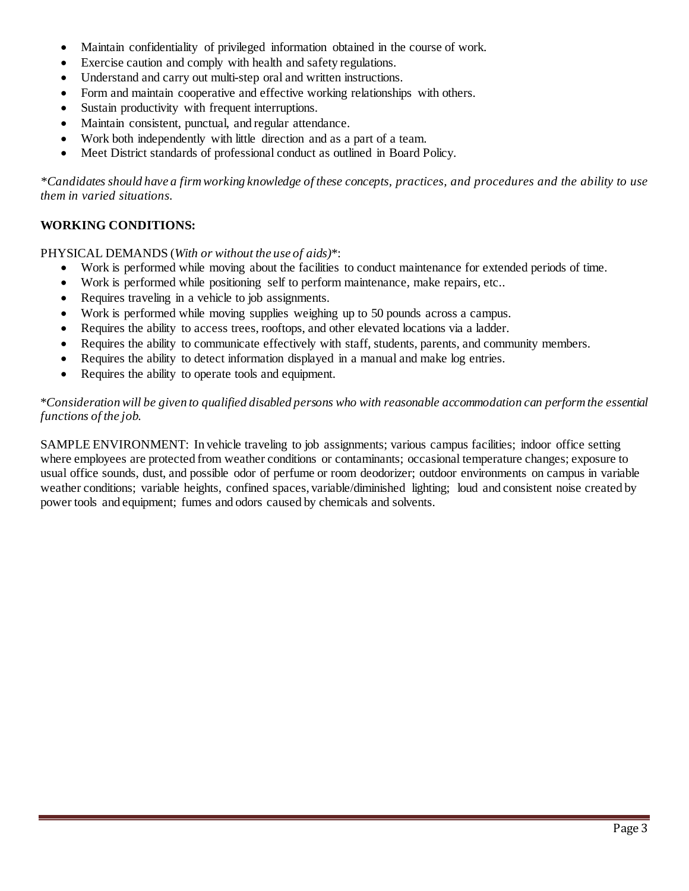- Maintain confidentiality of privileged information obtained in the course of work.
- Exercise caution and comply with health and safety regulations.
- Understand and carry out multi-step oral and written instructions.
- Form and maintain cooperative and effective working relationships with others.
- Sustain productivity with frequent interruptions.
- Maintain consistent, punctual, and regular attendance.
- Work both independently with little direction and as a part of a team.
- Meet District standards of professional conduct as outlined in Board Policy.

**Candidates should have a firm working knowledge of these concepts, practices, and procedures and the ability to use them in varied situations.*

**WORKING CONDITIONS:**

PHYSICAL DEMANDS (*With or without the use of aids)**:

- Work is performed while moving about the facilities to conduct maintenance for extended periods of time.
- Work is performed while positioning self to perform maintenance, make repairs, etc..
- Requires traveling in a vehicle to job assignments.
- Work is performed while moving supplies weighing up to 50 pounds across a campus.
- Requires the ability to access trees, rooftops, and other elevated locations via a ladder.
- Requires the ability to communicate effectively with staff, students, parents, and community members.
- Requires the ability to detect information displayed in a manual and make log entries.
- Requires the ability to operate tools and equipment.

**Consideration will be given to qualified disabled persons who with reasonable accommodation can perform the essential functions of the job.*

SAMPLE ENVIRONMENT: In vehicle traveling to job assignments; various campus facilities; indoor office setting where employees are protected from weather conditions or contaminants; occasional temperature changes; exposure to usual office sounds, dust, and possible odor of perfume or room deodorizer; outdoor environments on campus in variable weather conditions; variable heights, confined spaces, variable/diminished lighting; loud and consistent noise created by power tools and equipment; fumes and odors caused by chemicals and solvents.